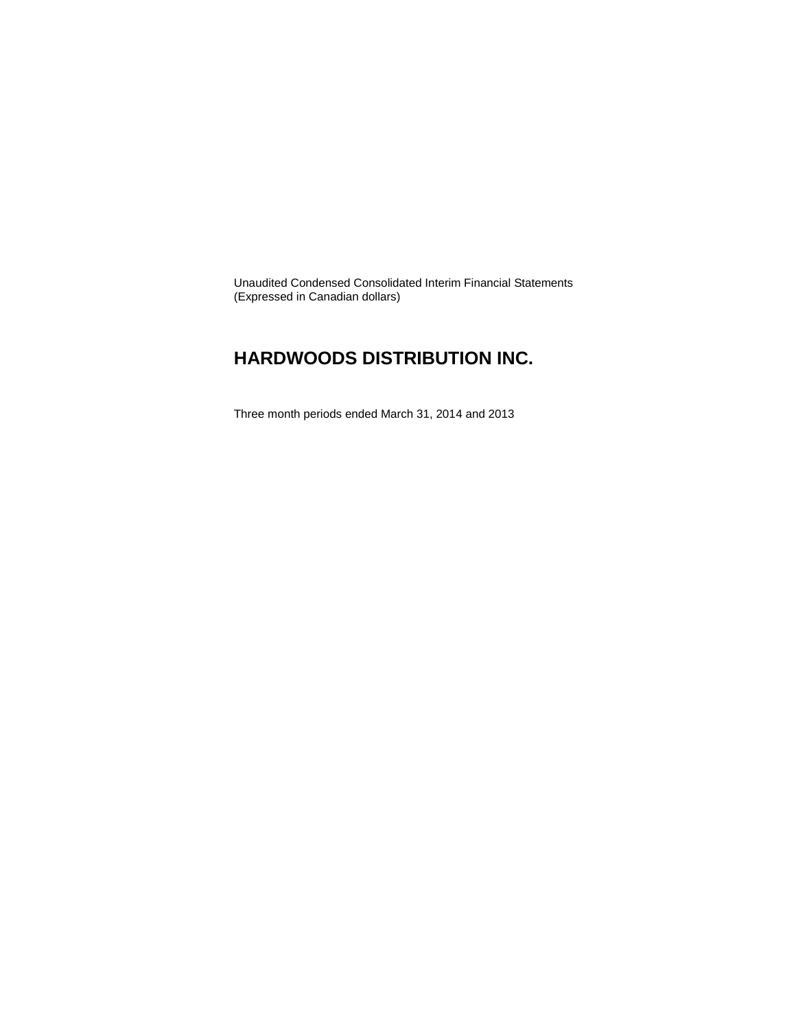Unaudited Condensed Consolidated Interim Financial Statements
(Expressed in Canadian dollars)

# HARDWOODS DISTRIBUTION INC.

Three month periods ended March 31, 2014 and 2013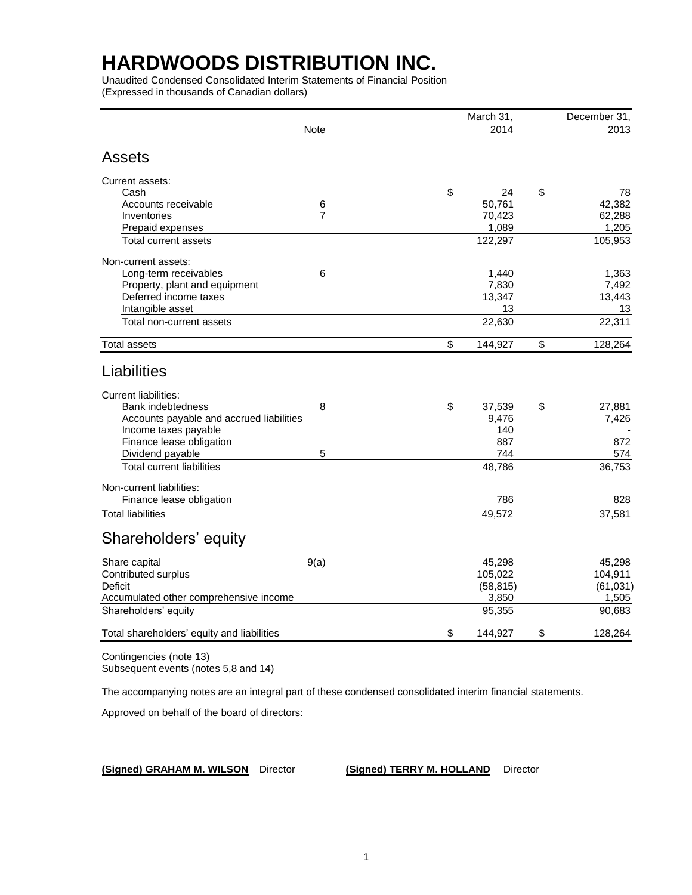# HARDWOODS DISTRIBUTION INC.

Unaudited Condensed Consolidated Interim Statements of Financial Position
(Expressed in thousands of Canadian dollars)

| | Note | March 31, 2014 | December 31, 2013 |
|---|---|---|---|
| **Assets** | | | |
| Current assets: | | | |
| Cash | | $ 24 | $ 78 |
| Accounts receivable | 6 | 50,761 | 42,382 |
| Inventories | 7 | 70,423 | 62,288 |
| Prepaid expenses | | 1,089 | 1,205 |
| Total current assets | | 122,297 | 105,953 |
| Non-current assets: | | | |
| Long-term receivables | 6 | 1,440 | 1,363 |
| Property, plant and equipment | | 7,830 | 7,492 |
| Deferred income taxes | | 13,347 | 13,443 |
| Intangible asset | | 13 | 13 |
| Total non-current assets | | 22,630 | 22,311 |
| Total assets | | $ 144,927 | $ 128,264 |
| **Liabilities** | | | |
| Current liabilities: | | | |
| Bank indebtedness | 8 | $ 37,539 | $ 27,881 |
| Accounts payable and accrued liabilities | | 9,476 | 7,426 |
| Income taxes payable | | 140 | - |
| Finance lease obligation | | 887 | 872 |
| Dividend payable | 5 | 744 | 574 |
| Total current liabilities | | 48,786 | 36,753 |
| Non-current liabilities: | | | |
| Finance lease obligation | | 786 | 828 |
| Total liabilities | | 49,572 | 37,581 |
| **Shareholders' equity** | | | |
| Share capital | 9(a) | 45,298 | 45,298 |
| Contributed surplus | | 105,022 | 104,911 |
| Deficit | | (58,815) | (61,031) |
| Accumulated other comprehensive income | | 3,850 | 1,505 |
| Shareholders' equity | | 95,355 | 90,683 |
| Total shareholders' equity and liabilities | | $ 144,927 | $ 128,264 |

Contingencies (note 13)
Subsequent events (notes 5,8 and 14)

The accompanying notes are an integral part of these condensed consolidated interim financial statements.

Approved on behalf of the board of directors:

**(Signed) GRAHAM M. WILSON** Director **(Signed) TERRY M. HOLLAND** Director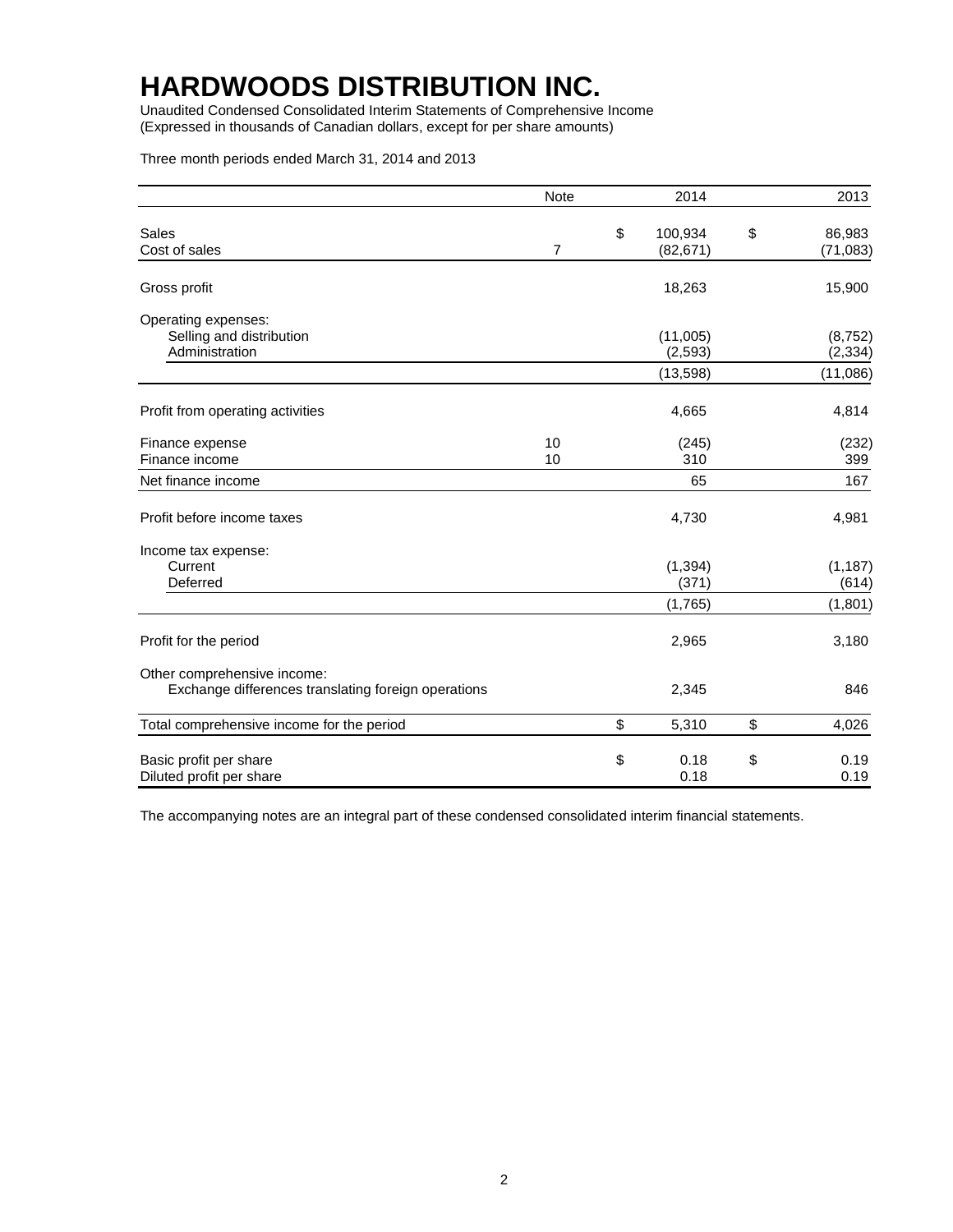# HARDWOODS DISTRIBUTION INC.

Unaudited Condensed Consolidated Interim Statements of Comprehensive Income
(Expressed in thousands of Canadian dollars, except for per share amounts)

Three month periods ended March 31, 2014 and 2013

| | Note | 2014 | 2013 |
|---|---|---|---|
| Sales | | $ 100,934 | $ 86,983 |
| Cost of sales | 7 | (82,671) | (71,083) |
| Gross profit | | 18,263 | 15,900 |
| Operating expenses: | | | |
| Selling and distribution | | (11,005) | (8,752) |
| Administration | | (2,593) | (2,334) |
| | | (13,598) | (11,086) |
| Profit from operating activities | | 4,665 | 4,814 |
| Finance expense | 10 | (245) | (232) |
| Finance income | 10 | 310 | 399 |
| Net finance income | | 65 | 167 |
| Profit before income taxes | | 4,730 | 4,981 |
| Income tax expense: | | | |
| Current | | (1,394) | (1,187) |
| Deferred | | (371) | (614) |
| | | (1,765) | (1,801) |
| Profit for the period | | 2,965 | 3,180 |
| Other comprehensive income: | | | |
| Exchange differences translating foreign operations | | 2,345 | 846 |
| Total comprehensive income for the period | | $ 5,310 | $ 4,026 |
| Basic profit per share | | $ 0.18 | $ 0.19 |
| Diluted profit per share | | 0.18 | 0.19 |

The accompanying notes are an integral part of these condensed consolidated interim financial statements.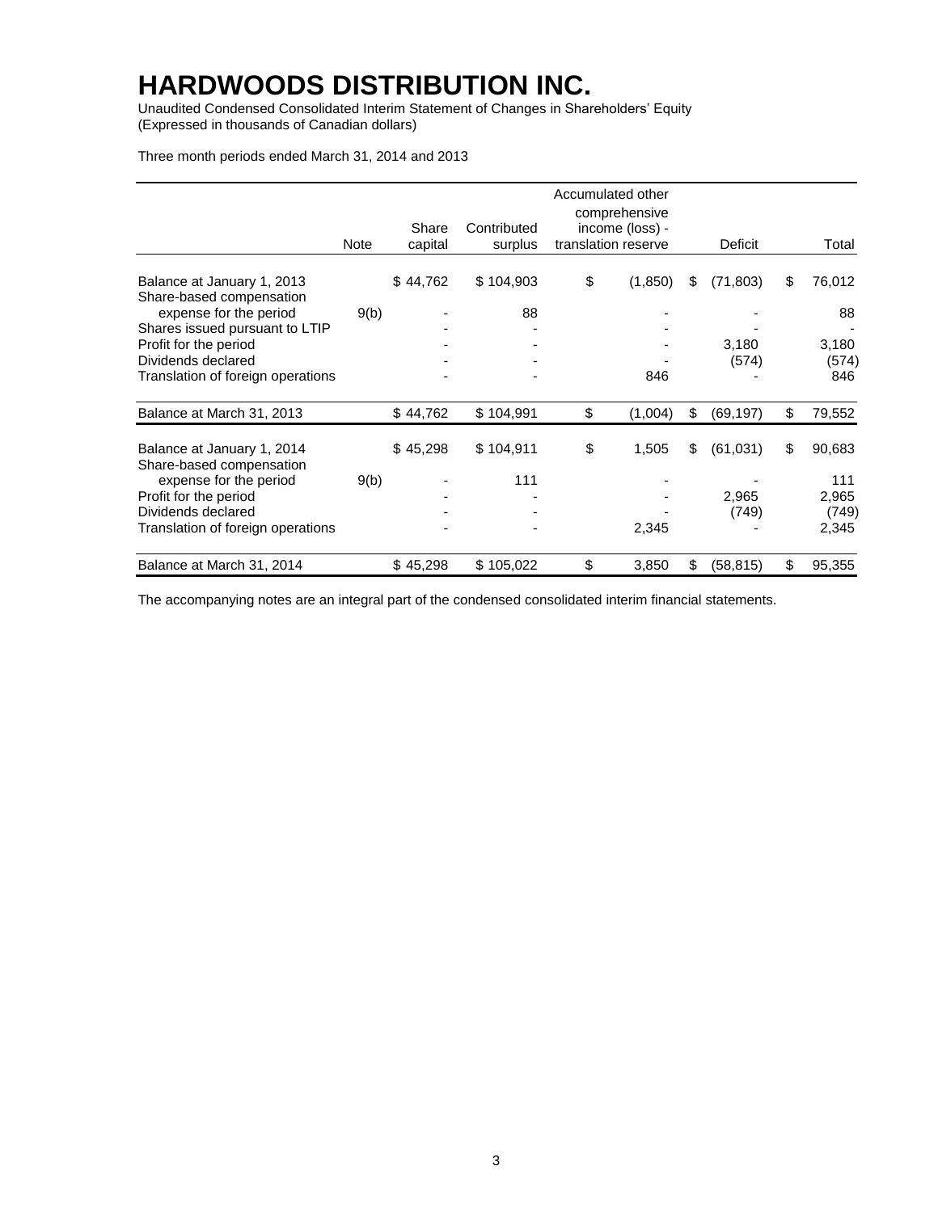# HARDWOODS DISTRIBUTION INC.

Unaudited Condensed Consolidated Interim Statement of Changes in Shareholders' Equity
(Expressed in thousands of Canadian dollars)

Three month periods ended March 31, 2014 and 2013

| | Note | Share capital | Contributed surplus | Accumulated other comprehensive income (loss) - translation reserve | Deficit | Total |
|---|---|---|---|---|---|---|
| Balance at January 1, 2013 | | $ 44,762 | $ 104,903 | $ (1,850) | $ (71,803) | $ 76,012 |
| Share-based compensation expense for the period | 9(b) | - | 88 | - | - | 88 |
| Shares issued pursuant to LTIP | | - | - | - | - | - |
| Profit for the period | | - | - | - | 3,180 | 3,180 |
| Dividends declared | | - | - | - | (574) | (574) |
| Translation of foreign operations | | - | - | 846 | - | 846 |
| Balance at March 31, 2013 | | $ 44,762 | $ 104,991 | $ (1,004) | $ (69,197) | $ 79,552 |
| Balance at January 1, 2014 | | $ 45,298 | $ 104,911 | $ 1,505 | $ (61,031) | $ 90,683 |
| Share-based compensation expense for the period | 9(b) | - | 111 | - | - | 111 |
| Profit for the period | | - | - | - | 2,965 | 2,965 |
| Dividends declared | | - | - | - | (749) | (749) |
| Translation of foreign operations | | - | - | 2,345 | - | 2,345 |
| Balance at March 31, 2014 | | $ 45,298 | $ 105,022 | $ 3,850 | $ (58,815) | $ 95,355 |

The accompanying notes are an integral part of the condensed consolidated interim financial statements.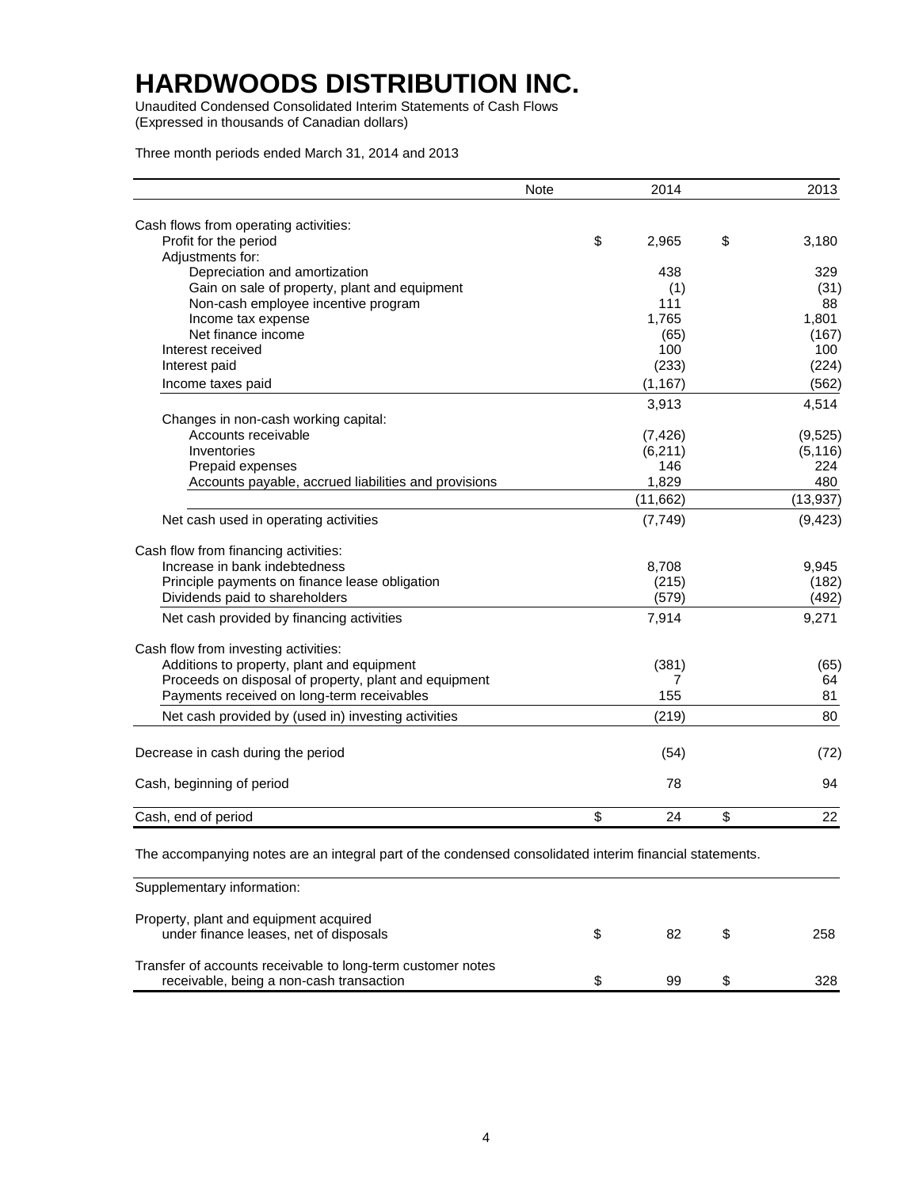# HARDWOODS DISTRIBUTION INC.

Unaudited Condensed Consolidated Interim Statements of Cash Flows
(Expressed in thousands of Canadian dollars)

Three month periods ended March 31, 2014 and 2013

| | Note | 2014 | 2013 |
|---|---|---|---|
| Cash flows from operating activities: | | | |
| Profit for the period | | $ 2,965 | $ 3,180 |
| Adjustments for: | | | |
| Depreciation and amortization | | 438 | 329 |
| Gain on sale of property, plant and equipment | | (1) | (31) |
| Non-cash employee incentive program | | 111 | 88 |
| Income tax expense | | 1,765 | 1,801 |
| Net finance income | | (65) | (167) |
| Interest received | | 100 | 100 |
| Interest paid | | (233) | (224) |
| Income taxes paid | | (1,167) | (562) |
| | | 3,913 | 4,514 |
| Changes in non-cash working capital: | | | |
| Accounts receivable | | (7,426) | (9,525) |
| Inventories | | (6,211) | (5,116) |
| Prepaid expenses | | 146 | 224 |
| Accounts payable, accrued liabilities and provisions | | 1,829 | 480 |
| | | (11,662) | (13,937) |
| Net cash used in operating activities | | (7,749) | (9,423) |
| Cash flow from financing activities: | | | |
| Increase in bank indebtedness | | 8,708 | 9,945 |
| Principle payments on finance lease obligation | | (215) | (182) |
| Dividends paid to shareholders | | (579) | (492) |
| Net cash provided by financing activities | | 7,914 | 9,271 |
| Cash flow from investing activities: | | | |
| Additions to property, plant and equipment | | (381) | (65) |
| Proceeds on disposal of property, plant and equipment | | 7 | 64 |
| Payments received on long-term receivables | | 155 | 81 |
| Net cash provided by (used in) investing activities | | (219) | 80 |
| Decrease in cash during the period | | (54) | (72) |
| Cash, beginning of period | | 78 | 94 |
| Cash, end of period | | $ 24 | $ 22 |

The accompanying notes are an integral part of the condensed consolidated interim financial statements.

| Supplementary information: | | |
|---|---|---|
| Property, plant and equipment acquired under finance leases, net of disposals | $ 82 | $ 258 |
| Transfer of accounts receivable to long-term customer notes receivable, being a non-cash transaction | $ 99 | $ 328 |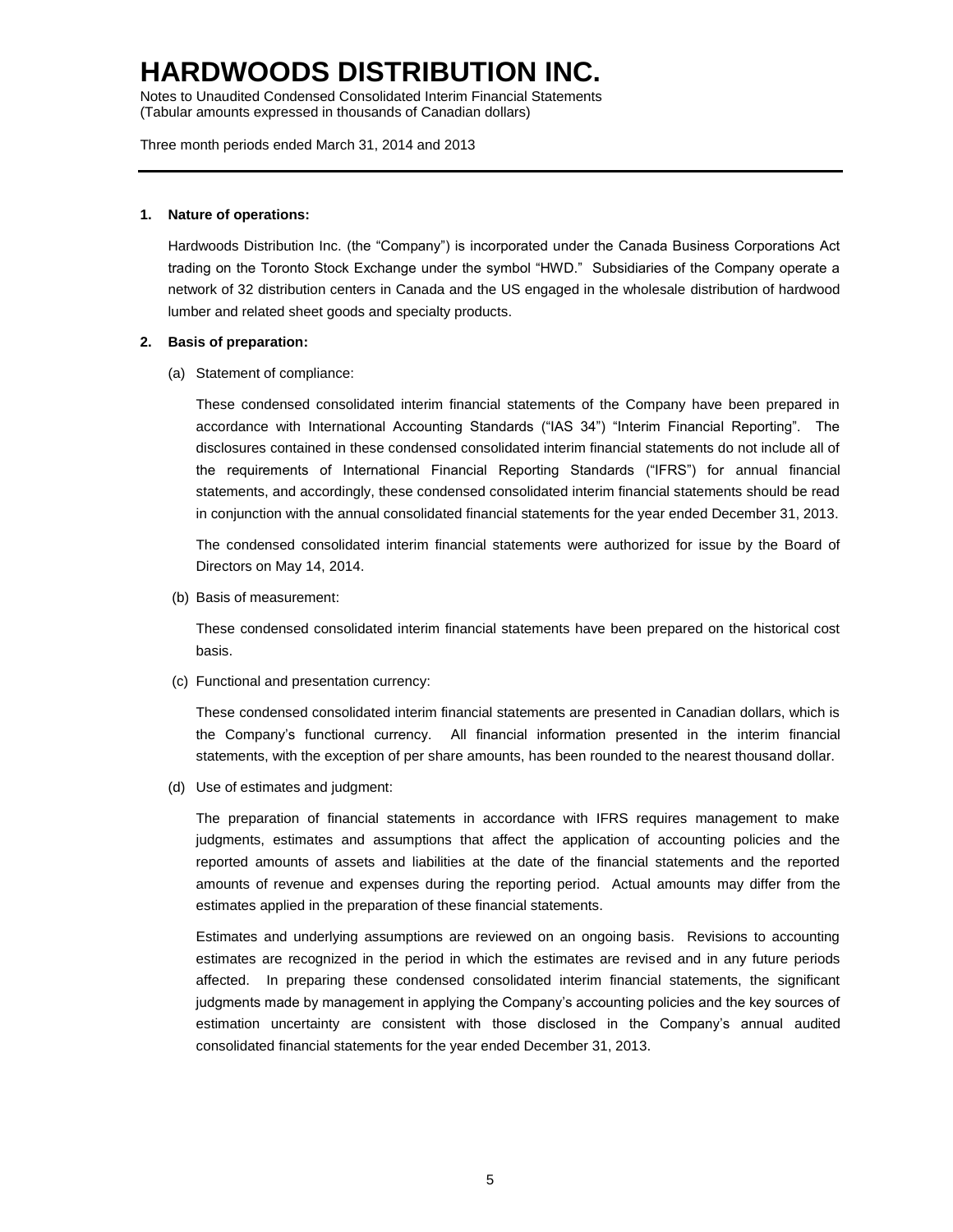# HARDWOODS DISTRIBUTION INC.

Notes to Unaudited Condensed Consolidated Interim Financial Statements
(Tabular amounts expressed in thousands of Canadian dollars)

Three month periods ended March 31, 2014 and 2013

**1. Nature of operations:**

Hardwoods Distribution Inc. (the "Company") is incorporated under the Canada Business Corporations Act trading on the Toronto Stock Exchange under the symbol "HWD." Subsidiaries of the Company operate a network of 32 distribution centers in Canada and the US engaged in the wholesale distribution of hardwood lumber and related sheet goods and specialty products.

**2. Basis of preparation:**

(a) Statement of compliance:

These condensed consolidated interim financial statements of the Company have been prepared in accordance with International Accounting Standards ("IAS 34") "Interim Financial Reporting". The disclosures contained in these condensed consolidated interim financial statements do not include all of the requirements of International Financial Reporting Standards ("IFRS") for annual financial statements, and accordingly, these condensed consolidated interim financial statements should be read in conjunction with the annual consolidated financial statements for the year ended December 31, 2013.

The condensed consolidated interim financial statements were authorized for issue by the Board of Directors on May 14, 2014.

(b) Basis of measurement:

These condensed consolidated interim financial statements have been prepared on the historical cost basis.

(c) Functional and presentation currency:

These condensed consolidated interim financial statements are presented in Canadian dollars, which is the Company's functional currency. All financial information presented in the interim financial statements, with the exception of per share amounts, has been rounded to the nearest thousand dollar.

(d) Use of estimates and judgment:

The preparation of financial statements in accordance with IFRS requires management to make judgments, estimates and assumptions that affect the application of accounting policies and the reported amounts of assets and liabilities at the date of the financial statements and the reported amounts of revenue and expenses during the reporting period. Actual amounts may differ from the estimates applied in the preparation of these financial statements.

Estimates and underlying assumptions are reviewed on an ongoing basis. Revisions to accounting estimates are recognized in the period in which the estimates are revised and in any future periods affected. In preparing these condensed consolidated interim financial statements, the significant judgments made by management in applying the Company's accounting policies and the key sources of estimation uncertainty are consistent with those disclosed in the Company's annual audited consolidated financial statements for the year ended December 31, 2013.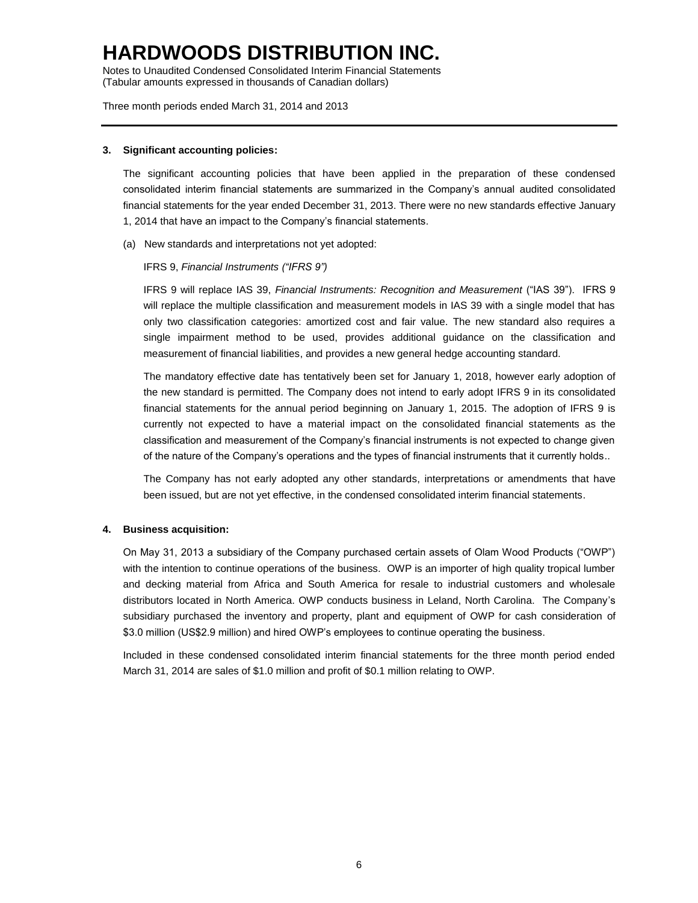**3. Significant accounting policies:**

The significant accounting policies that have been applied in the preparation of these condensed consolidated interim financial statements are summarized in the Company's annual audited consolidated financial statements for the year ended December 31, 2013. There were no new standards effective January 1, 2014 that have an impact to the Company's financial statements.

(a) New standards and interpretations not yet adopted:

IFRS 9, *Financial Instruments ("IFRS 9")*

IFRS 9 will replace IAS 39, *Financial Instruments: Recognition and Measurement* ("IAS 39"). IFRS 9 will replace the multiple classification and measurement models in IAS 39 with a single model that has only two classification categories: amortized cost and fair value. The new standard also requires a single impairment method to be used, provides additional guidance on the classification and measurement of financial liabilities, and provides a new general hedge accounting standard.

The mandatory effective date has tentatively been set for January 1, 2018, however early adoption of the new standard is permitted. The Company does not intend to early adopt IFRS 9 in its consolidated financial statements for the annual period beginning on January 1, 2015. The adoption of IFRS 9 is currently not expected to have a material impact on the consolidated financial statements as the classification and measurement of the Company's financial instruments is not expected to change given of the nature of the Company's operations and the types of financial instruments that it currently holds..

The Company has not early adopted any other standards, interpretations or amendments that have been issued, but are not yet effective, in the condensed consolidated interim financial statements.

**4. Business acquisition:**

On May 31, 2013 a subsidiary of the Company purchased certain assets of Olam Wood Products ("OWP") with the intention to continue operations of the business. OWP is an importer of high quality tropical lumber and decking material from Africa and South America for resale to industrial customers and wholesale distributors located in North America. OWP conducts business in Leland, North Carolina. The Company's subsidiary purchased the inventory and property, plant and equipment of OWP for cash consideration of $3.0 million (US$2.9 million) and hired OWP's employees to continue operating the business.

Included in these condensed consolidated interim financial statements for the three month period ended March 31, 2014 are sales of $1.0 million and profit of $0.1 million relating to OWP.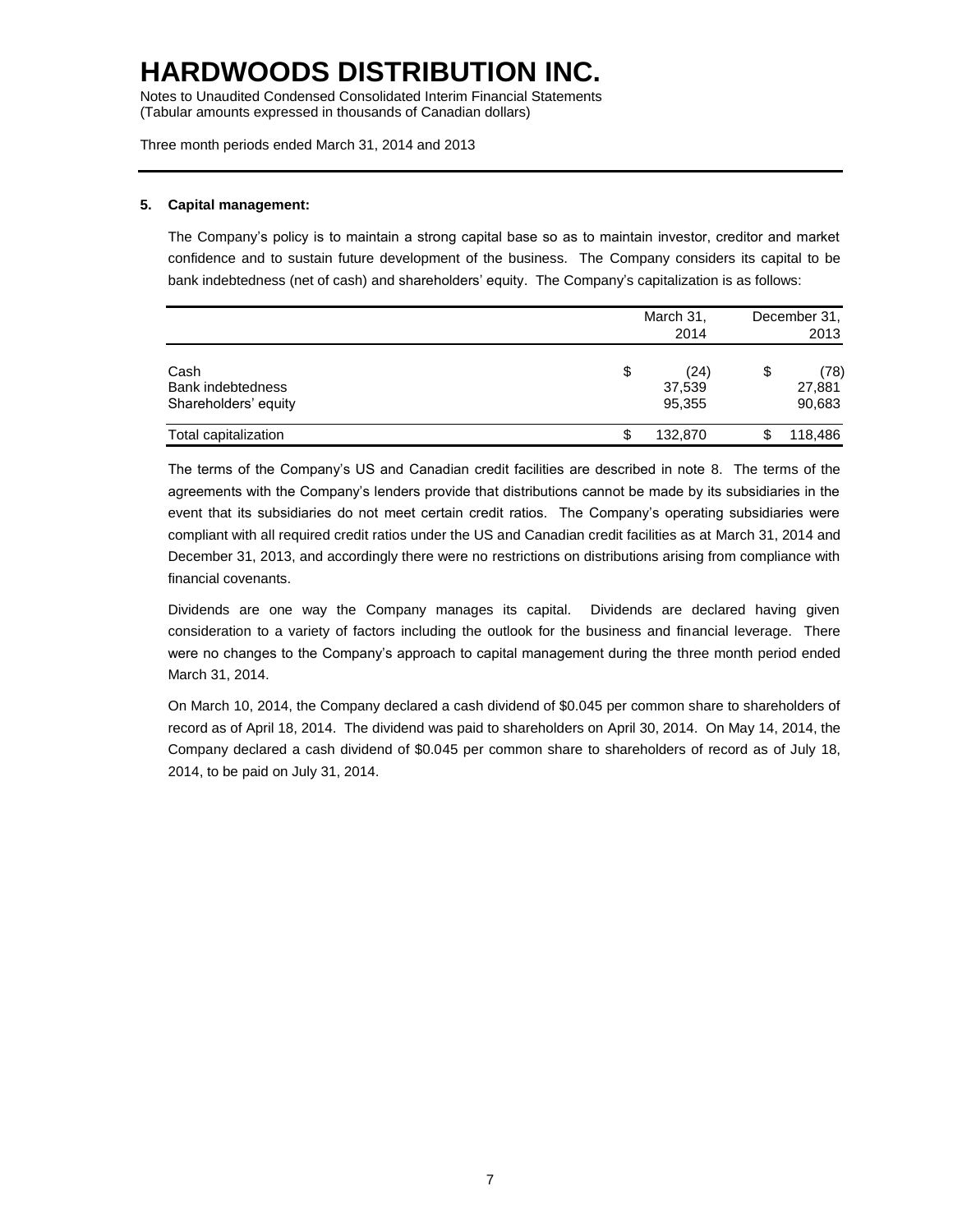# HARDWOODS DISTRIBUTION INC.

Notes to Unaudited Condensed Consolidated Interim Financial Statements
(Tabular amounts expressed in thousands of Canadian dollars)

Three month periods ended March 31, 2014 and 2013

**5. Capital management:**

The Company's policy is to maintain a strong capital base so as to maintain investor, creditor and market confidence and to sustain future development of the business. The Company considers its capital to be bank indebtedness (net of cash) and shareholders' equity. The Company's capitalization is as follows:

| | March 31, 2014 | December 31, 2013 |
|---|---|---|
| Cash | $ (24) | $ (78) |
| Bank indebtedness | 37,539 | 27,881 |
| Shareholders' equity | 95,355 | 90,683 |
| Total capitalization | $ 132,870 | $ 118,486 |

The terms of the Company's US and Canadian credit facilities are described in note 8. The terms of the agreements with the Company's lenders provide that distributions cannot be made by its subsidiaries in the event that its subsidiaries do not meet certain credit ratios. The Company's operating subsidiaries were compliant with all required credit ratios under the US and Canadian credit facilities as at March 31, 2014 and December 31, 2013, and accordingly there were no restrictions on distributions arising from compliance with financial covenants.

Dividends are one way the Company manages its capital. Dividends are declared having given consideration to a variety of factors including the outlook for the business and financial leverage. There were no changes to the Company's approach to capital management during the three month period ended March 31, 2014.

On March 10, 2014, the Company declared a cash dividend of $0.045 per common share to shareholders of record as of April 18, 2014. The dividend was paid to shareholders on April 30, 2014. On May 14, 2014, the Company declared a cash dividend of $0.045 per common share to shareholders of record as of July 18, 2014, to be paid on July 31, 2014.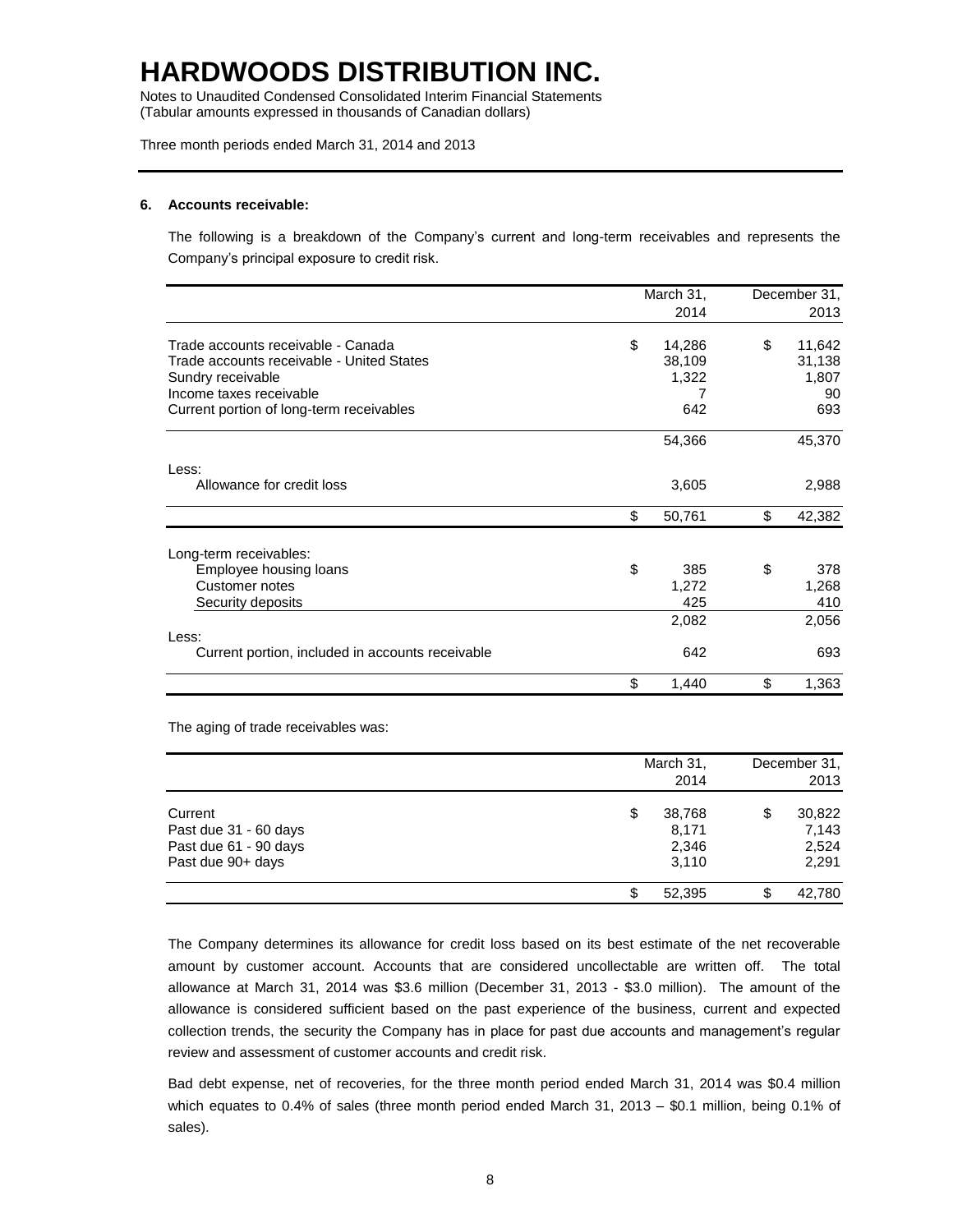# HARDWOODS DISTRIBUTION INC.

Notes to Unaudited Condensed Consolidated Interim Financial Statements
(Tabular amounts expressed in thousands of Canadian dollars)

Three month periods ended March 31, 2014 and 2013

**6. Accounts receivable:**

The following is a breakdown of the Company's current and long-term receivables and represents the Company's principal exposure to credit risk.

| | March 31, 2014 | December 31, 2013 |
|---|---|---|
| Trade accounts receivable - Canada | $ 14,286 | $ 11,642 |
| Trade accounts receivable - United States | 38,109 | 31,138 |
| Sundry receivable | 1,322 | 1,807 |
| Income taxes receivable | 7 | 90 |
| Current portion of long-term receivables | 642 | 693 |
| | 54,366 | 45,370 |
| Less: | | |
| Allowance for credit loss | 3,605 | 2,988 |
| | $ 50,761 | $ 42,382 |
| Long-term receivables: | | |
| Employee housing loans | $ 385 | $ 378 |
| Customer notes | 1,272 | 1,268 |
| Security deposits | 425 | 410 |
| | 2,082 | 2,056 |
| Less: | | |
| Current portion, included in accounts receivable | 642 | 693 |
| | $ 1,440 | $ 1,363 |

The aging of trade receivables was:

| | March 31, 2014 | December 31, 2013 |
|---|---|---|
| Current | $ 38,768 | $ 30,822 |
| Past due 31 - 60 days | 8,171 | 7,143 |
| Past due 61 - 90 days | 2,346 | 2,524 |
| Past due 90+ days | 3,110 | 2,291 |
| | $ 52,395 | $ 42,780 |

The Company determines its allowance for credit loss based on its best estimate of the net recoverable amount by customer account. Accounts that are considered uncollectable are written off. The total allowance at March 31, 2014 was $3.6 million (December 31, 2013 - $3.0 million). The amount of the allowance is considered sufficient based on the past experience of the business, current and expected collection trends, the security the Company has in place for past due accounts and management's regular review and assessment of customer accounts and credit risk.

Bad debt expense, net of recoveries, for the three month period ended March 31, 2014 was $0.4 million which equates to 0.4% of sales (three month period ended March 31, 2013 – $0.1 million, being 0.1% of sales).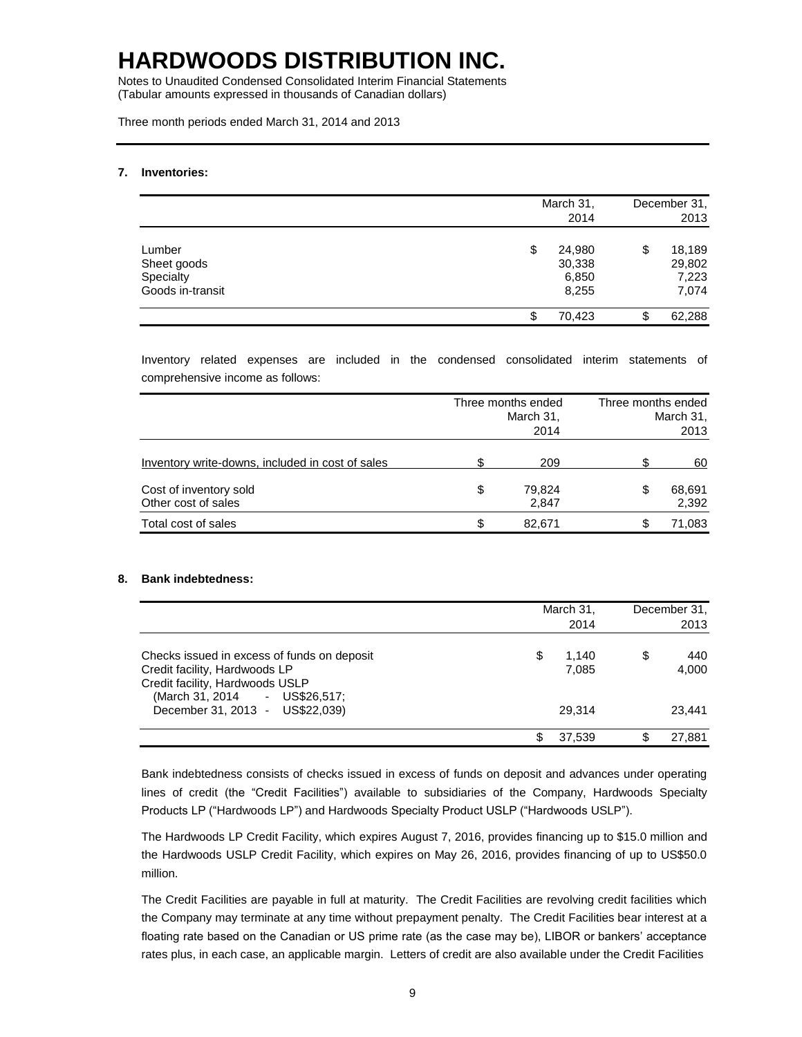# HARDWOODS DISTRIBUTION INC.

Notes to Unaudited Condensed Consolidated Interim Financial Statements
(Tabular amounts expressed in thousands of Canadian dollars)

Three month periods ended March 31, 2014 and 2013

**7. Inventories:**

| | March 31, 2014 | December 31, 2013 |
|---|---|---|
| Lumber | $ 24,980 | $ 18,189 |
| Sheet goods | 30,338 | 29,802 |
| Specialty | 6,850 | 7,223 |
| Goods in-transit | 8,255 | 7,074 |
| | $ 70,423 | $ 62,288 |

Inventory related expenses are included in the condensed consolidated interim statements of comprehensive income as follows:

| | Three months ended March 31, 2014 | Three months ended March 31, 2013 |
|---|---|---|
| Inventory write-downs, included in cost of sales | $ 209 | $ 60 |
| Cost of inventory sold | $ 79,824 | $ 68,691 |
| Other cost of sales | 2,847 | 2,392 |
| Total cost of sales | $ 82,671 | $ 71,083 |

**8. Bank indebtedness:**

| | March 31, 2014 | December 31, 2013 |
|---|---|---|
| Checks issued in excess of funds on deposit | $ 1,140 | $ 440 |
| Credit facility, Hardwoods LP | 7,085 | 4,000 |
| Credit facility, Hardwoods USLP (March 31, 2014 - US$26,517; December 31, 2013 - US$22,039) | 29,314 | 23,441 |
| | $ 37,539 | $ 27,881 |

Bank indebtedness consists of checks issued in excess of funds on deposit and advances under operating lines of credit (the "Credit Facilities") available to subsidiaries of the Company, Hardwoods Specialty Products LP ("Hardwoods LP") and Hardwoods Specialty Product USLP ("Hardwoods USLP").

The Hardwoods LP Credit Facility, which expires August 7, 2016, provides financing up to $15.0 million and the Hardwoods USLP Credit Facility, which expires on May 26, 2016, provides financing of up to US$50.0 million.

The Credit Facilities are payable in full at maturity. The Credit Facilities are revolving credit facilities which the Company may terminate at any time without prepayment penalty. The Credit Facilities bear interest at a floating rate based on the Canadian or US prime rate (as the case may be), LIBOR or bankers' acceptance rates plus, in each case, an applicable margin. Letters of credit are also available under the Credit Facilities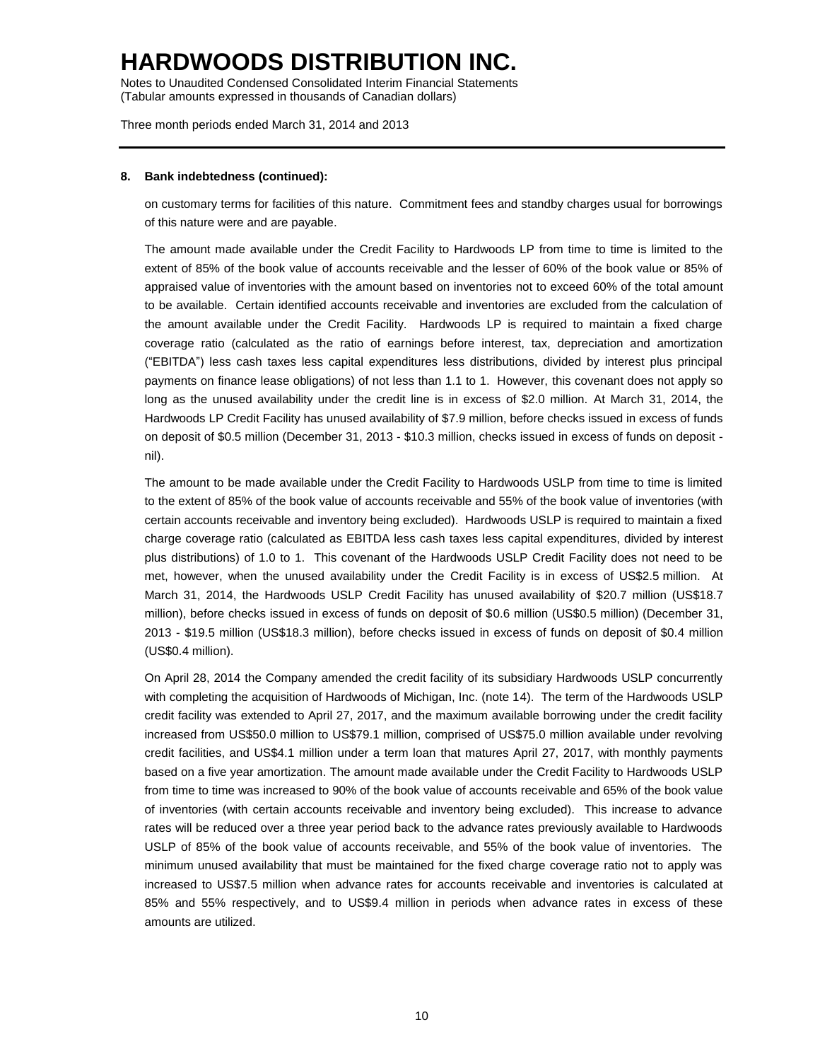### 8. Bank indebtedness (continued):

on customary terms for facilities of this nature. Commitment fees and standby charges usual for borrowings of this nature were and are payable.

The amount made available under the Credit Facility to Hardwoods LP from time to time is limited to the extent of 85% of the book value of accounts receivable and the lesser of 60% of the book value or 85% of appraised value of inventories with the amount based on inventories not to exceed 60% of the total amount to be available. Certain identified accounts receivable and inventories are excluded from the calculation of the amount available under the Credit Facility. Hardwoods LP is required to maintain a fixed charge coverage ratio (calculated as the ratio of earnings before interest, tax, depreciation and amortization ("EBITDA") less cash taxes less capital expenditures less distributions, divided by interest plus principal payments on finance lease obligations) of not less than 1.1 to 1. However, this covenant does not apply so long as the unused availability under the credit line is in excess of $2.0 million. At March 31, 2014, the Hardwoods LP Credit Facility has unused availability of $7.9 million, before checks issued in excess of funds on deposit of $0.5 million (December 31, 2013 - $10.3 million, checks issued in excess of funds on deposit - nil).

The amount to be made available under the Credit Facility to Hardwoods USLP from time to time is limited to the extent of 85% of the book value of accounts receivable and 55% of the book value of inventories (with certain accounts receivable and inventory being excluded). Hardwoods USLP is required to maintain a fixed charge coverage ratio (calculated as EBITDA less cash taxes less capital expenditures, divided by interest plus distributions) of 1.0 to 1. This covenant of the Hardwoods USLP Credit Facility does not need to be met, however, when the unused availability under the Credit Facility is in excess of US$2.5 million. At March 31, 2014, the Hardwoods USLP Credit Facility has unused availability of $20.7 million (US$18.7 million), before checks issued in excess of funds on deposit of $0.6 million (US$0.5 million) (December 31, 2013 - $19.5 million (US$18.3 million), before checks issued in excess of funds on deposit of $0.4 million (US$0.4 million).

On April 28, 2014 the Company amended the credit facility of its subsidiary Hardwoods USLP concurrently with completing the acquisition of Hardwoods of Michigan, Inc. (note 14). The term of the Hardwoods USLP credit facility was extended to April 27, 2017, and the maximum available borrowing under the credit facility increased from US$50.0 million to US$79.1 million, comprised of US$75.0 million available under revolving credit facilities, and US$4.1 million under a term loan that matures April 27, 2017, with monthly payments based on a five year amortization. The amount made available under the Credit Facility to Hardwoods USLP from time to time was increased to 90% of the book value of accounts receivable and 65% of the book value of inventories (with certain accounts receivable and inventory being excluded). This increase to advance rates will be reduced over a three year period back to the advance rates previously available to Hardwoods USLP of 85% of the book value of accounts receivable, and 55% of the book value of inventories. The minimum unused availability that must be maintained for the fixed charge coverage ratio not to apply was increased to US$7.5 million when advance rates for accounts receivable and inventories is calculated at 85% and 55% respectively, and to US$9.4 million in periods when advance rates in excess of these amounts are utilized.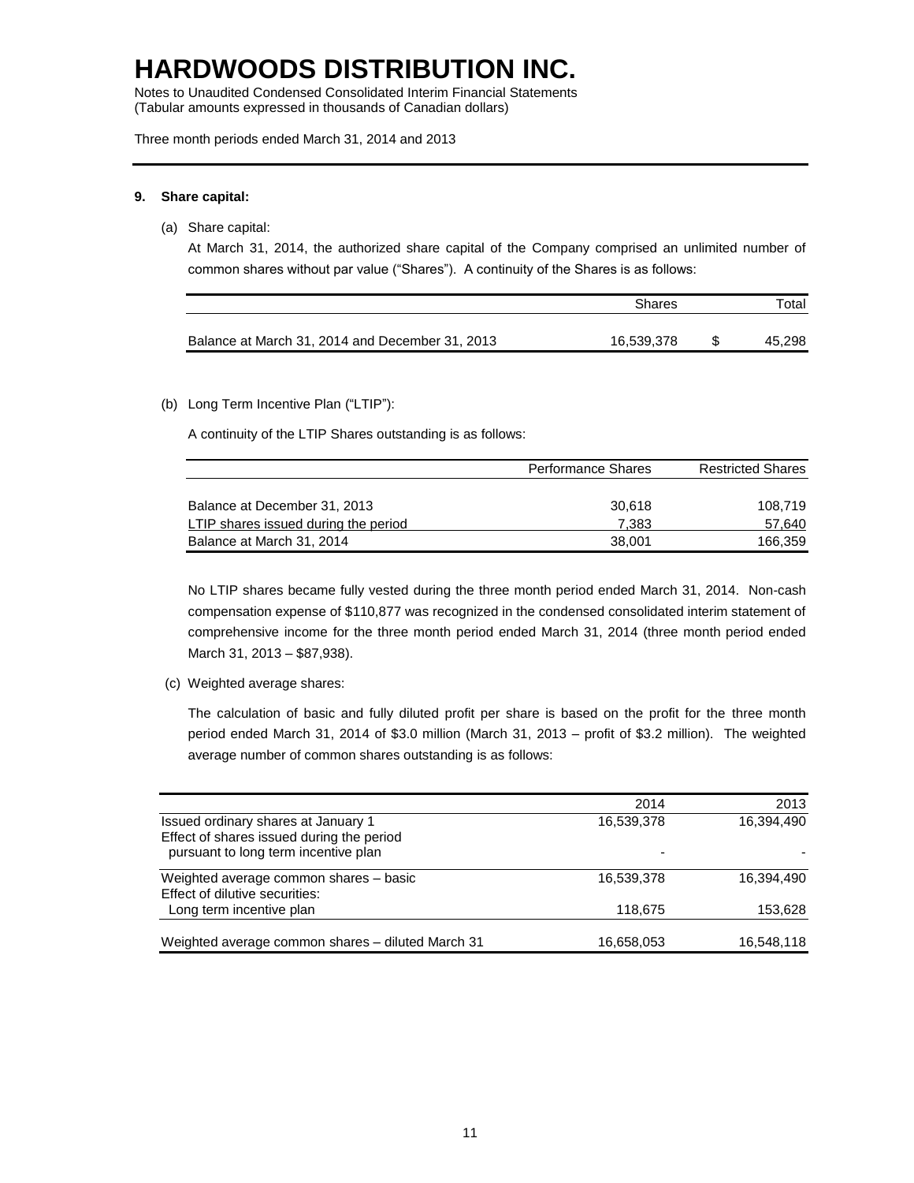# HARDWOODS DISTRIBUTION INC.

Notes to Unaudited Condensed Consolidated Interim Financial Statements
(Tabular amounts expressed in thousands of Canadian dollars)

Three month periods ended March 31, 2014 and 2013

**9. Share capital:**

(a) Share capital:

At March 31, 2014, the authorized share capital of the Company comprised an unlimited number of common shares without par value ("Shares"). A continuity of the Shares is as follows:

| | Shares | Total |
|---|---|---|
| Balance at March 31, 2014 and December 31, 2013 | 16,539,378 | $ 45,298 |

(b) Long Term Incentive Plan ("LTIP"):

A continuity of the LTIP Shares outstanding is as follows:

| | Performance Shares | Restricted Shares |
|---|---|---|
| Balance at December 31, 2013 | 30,618 | 108,719 |
| LTIP shares issued during the period | 7,383 | 57,640 |
| Balance at March 31, 2014 | 38,001 | 166,359 |

No LTIP shares became fully vested during the three month period ended March 31, 2014. Non-cash compensation expense of $110,877 was recognized in the condensed consolidated interim statement of comprehensive income for the three month period ended March 31, 2014 (three month period ended March 31, 2013 – $87,938).

(c) Weighted average shares:

The calculation of basic and fully diluted profit per share is based on the profit for the three month period ended March 31, 2014 of $3.0 million (March 31, 2013 – profit of $3.2 million). The weighted average number of common shares outstanding is as follows:

| | 2014 | 2013 |
|---|---|---|
| Issued ordinary shares at January 1 | 16,539,378 | 16,394,490 |
| Effect of shares issued during the period pursuant to long term incentive plan | - | - |
| Weighted average common shares – basic | 16,539,378 | 16,394,490 |
| Effect of dilutive securities: | | |
| Long term incentive plan | 118,675 | 153,628 |
| Weighted average common shares – diluted March 31 | 16,658,053 | 16,548,118 |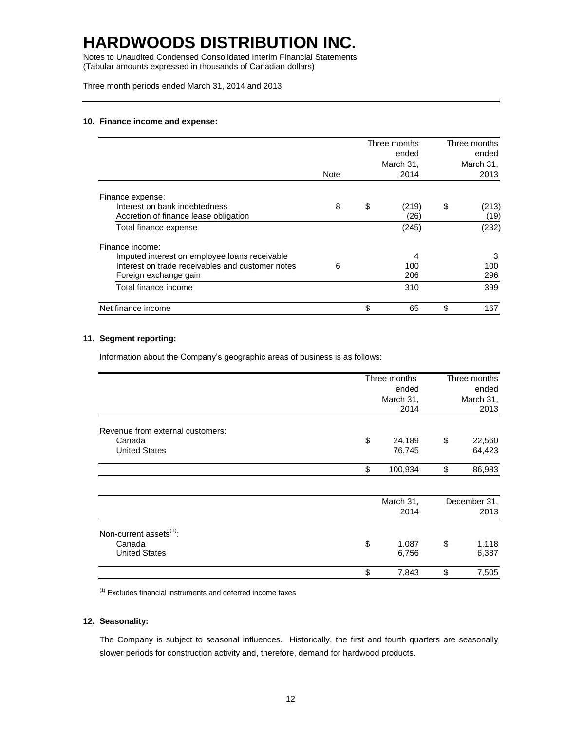# HARDWOODS DISTRIBUTION INC.

Notes to Unaudited Condensed Consolidated Interim Financial Statements
(Tabular amounts expressed in thousands of Canadian dollars)

Three month periods ended March 31, 2014 and 2013

### 10. Finance income and expense:

| | Note | Three months ended March 31, 2014 | Three months ended March 31, 2013 |
|---|---|---|---|
| Finance expense: | | | |
| Interest on bank indebtedness | 8 | $ (219) | $ (213) |
| Accretion of finance lease obligation | | (26) | (19) |
| Total finance expense | | (245) | (232) |
| Finance income: | | | |
| Imputed interest on employee loans receivable | | 4 | 3 |
| Interest on trade receivables and customer notes | 6 | 100 | 100 |
| Foreign exchange gain | | 206 | 296 |
| Total finance income | | 310 | 399 |
| Net finance income | | $ 65 | $ 167 |

### 11. Segment reporting:

Information about the Company's geographic areas of business is as follows:

| | Three months ended March 31, 2014 | Three months ended March 31, 2013 |
|---|---|---|
| Revenue from external customers: | | |
| Canada | $ 24,189 | $ 22,560 |
| United States | 76,745 | 64,423 |
| | $ 100,934 | $ 86,983 |

| | March 31, 2014 | December 31, 2013 |
|---|---|---|
| Non-current assets[(1)]: | | |
| Canada | $ 1,087 | $ 1,118 |
| United States | 6,756 | 6,387 |
| | $ 7,843 | $ 7,505 |

[(1)] Excludes financial instruments and deferred income taxes

### 12. Seasonality:

The Company is subject to seasonal influences. Historically, the first and fourth quarters are seasonally slower periods for construction activity and, therefore, demand for hardwood products.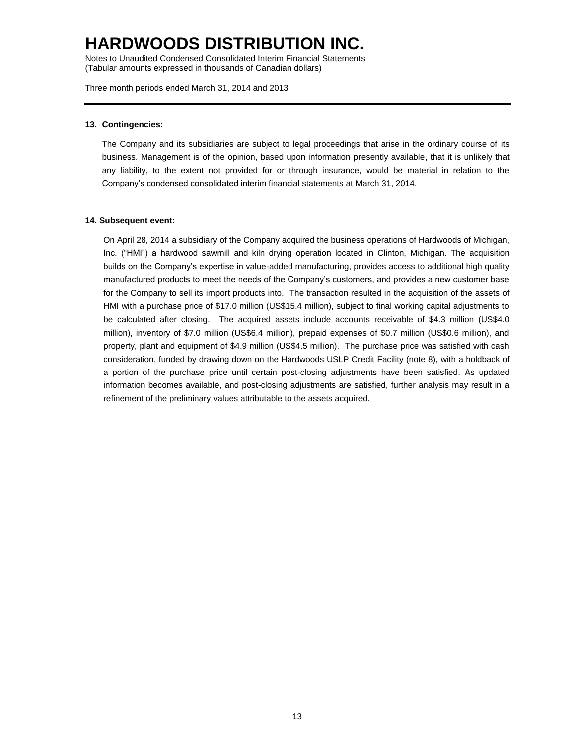**13. Contingencies:**

The Company and its subsidiaries are subject to legal proceedings that arise in the ordinary course of its business. Management is of the opinion, based upon information presently available, that it is unlikely that any liability, to the extent not provided for or through insurance, would be material in relation to the Company's condensed consolidated interim financial statements at March 31, 2014.

**14. Subsequent event:**

On April 28, 2014 a subsidiary of the Company acquired the business operations of Hardwoods of Michigan, Inc. ("HMI") a hardwood sawmill and kiln drying operation located in Clinton, Michigan. The acquisition builds on the Company's expertise in value-added manufacturing, provides access to additional high quality manufactured products to meet the needs of the Company's customers, and provides a new customer base for the Company to sell its import products into. The transaction resulted in the acquisition of the assets of HMI with a purchase price of $17.0 million (US$15.4 million), subject to final working capital adjustments to be calculated after closing. The acquired assets include accounts receivable of $4.3 million (US$4.0 million), inventory of $7.0 million (US$6.4 million), prepaid expenses of $0.7 million (US$0.6 million), and property, plant and equipment of $4.9 million (US$4.5 million). The purchase price was satisfied with cash consideration, funded by drawing down on the Hardwoods USLP Credit Facility (note 8), with a holdback of a portion of the purchase price until certain post-closing adjustments have been satisfied. As updated information becomes available, and post-closing adjustments are satisfied, further analysis may result in a refinement of the preliminary values attributable to the assets acquired.